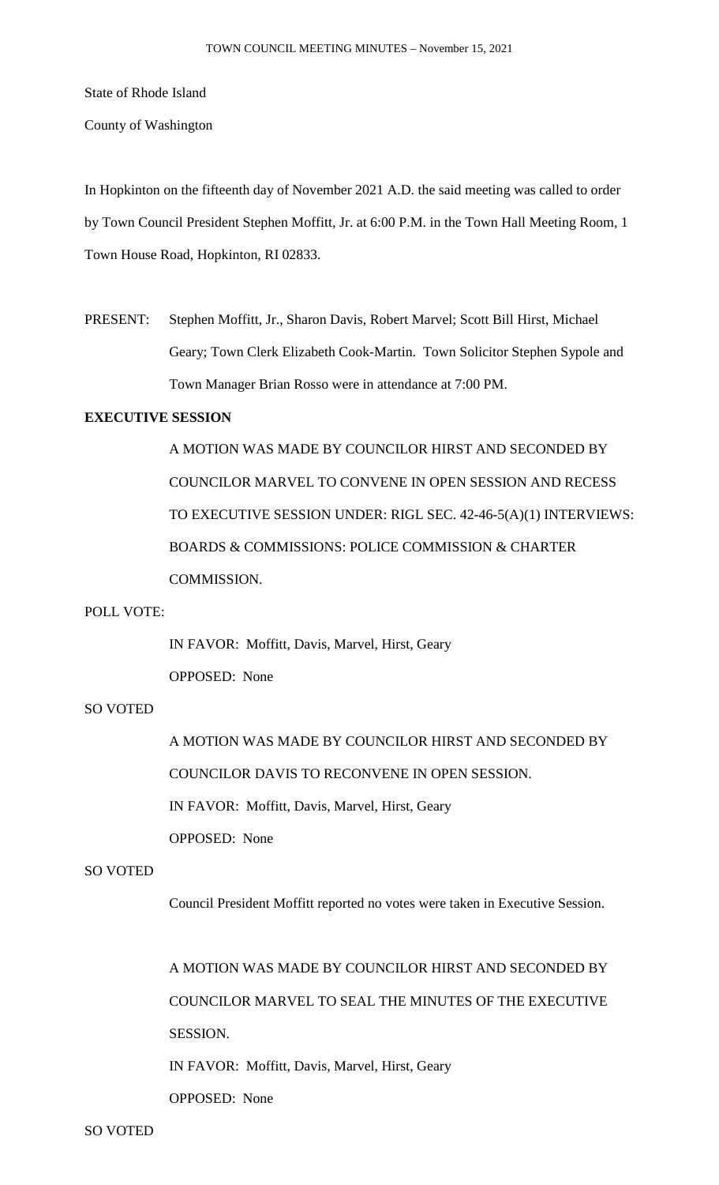State of Rhode Island

County of Washington

In Hopkinton on the fifteenth day of November 2021 A.D. the said meeting was called to order by Town Council President Stephen Moffitt, Jr. at 6:00 P.M. in the Town Hall Meeting Room, 1 Town House Road, Hopkinton, RI 02833.

PRESENT: Stephen Moffitt, Jr., Sharon Davis, Robert Marvel; Scott Bill Hirst, Michael Geary; Town Clerk Elizabeth Cook-Martin. Town Solicitor Stephen Sypole and Town Manager Brian Rosso were in attendance at 7:00 PM.

**EXECUTIVE SESSION**

A MOTION WAS MADE BY COUNCILOR HIRST AND SECONDED BY COUNCILOR MARVEL TO CONVENE IN OPEN SESSION AND RECESS TO EXECUTIVE SESSION UNDER: RIGL SEC. 42-46-5(A)(1) INTERVIEWS: BOARDS & COMMISSIONS: POLICE COMMISSION & CHARTER COMMISSION.

POLL VOTE:

IN FAVOR: Moffitt, Davis, Marvel, Hirst, Geary

OPPOSED: None

SO VOTED

A MOTION WAS MADE BY COUNCILOR HIRST AND SECONDED BY COUNCILOR DAVIS TO RECONVENE IN OPEN SESSION.

IN FAVOR: Moffitt, Davis, Marvel, Hirst, Geary

OPPOSED: None

SO VOTED

Council President Moffitt reported no votes were taken in Executive Session.

A MOTION WAS MADE BY COUNCILOR HIRST AND SECONDED BY COUNCILOR MARVEL TO SEAL THE MINUTES OF THE EXECUTIVE SESSION.

IN FAVOR: Moffitt, Davis, Marvel, Hirst, Geary

OPPOSED: None

SO VOTED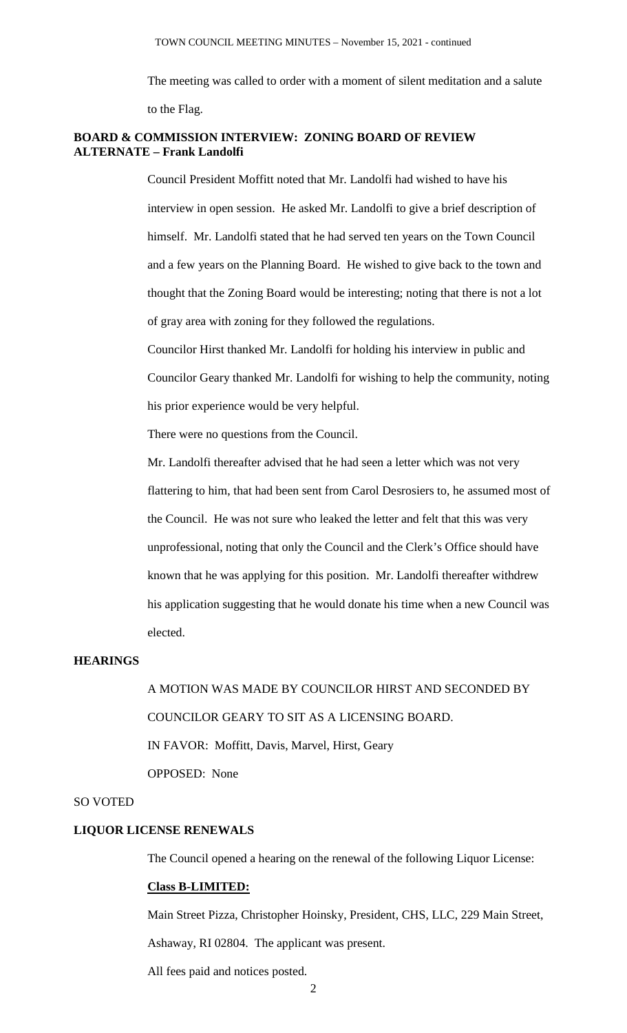The meeting was called to order with a moment of silent meditation and a salute to the Flag.

**BOARD & COMMISSION INTERVIEW: ZONING BOARD OF REVIEW ALTERNATE – Frank Landolfi**

Council President Moffitt noted that Mr. Landolfi had wished to have his interview in open session. He asked Mr. Landolfi to give a brief description of himself. Mr. Landolfi stated that he had served ten years on the Town Council and a few years on the Planning Board. He wished to give back to the town and thought that the Zoning Board would be interesting; noting that there is not a lot of gray area with zoning for they followed the regulations.

Councilor Hirst thanked Mr. Landolfi for holding his interview in public and Councilor Geary thanked Mr. Landolfi for wishing to help the community, noting his prior experience would be very helpful.

There were no questions from the Council.

Mr. Landolfi thereafter advised that he had seen a letter which was not very flattering to him, that had been sent from Carol Desrosiers to, he assumed most of the Council. He was not sure who leaked the letter and felt that this was very unprofessional, noting that only the Council and the Clerk's Office should have known that he was applying for this position. Mr. Landolfi thereafter withdrew his application suggesting that he would donate his time when a new Council was elected.

**HEARINGS**

A MOTION WAS MADE BY COUNCILOR HIRST AND SECONDED BY COUNCILOR GEARY TO SIT AS A LICENSING BOARD.

IN FAVOR: Moffitt, Davis, Marvel, Hirst, Geary

OPPOSED: None

SO VOTED

**LIQUOR LICENSE RENEWALS**

The Council opened a hearing on the renewal of the following Liquor License:

**Class B-LIMITED:**

Main Street Pizza, Christopher Hoinsky, President, CHS, LLC, 229 Main Street, Ashaway, RI 02804. The applicant was present.

All fees paid and notices posted.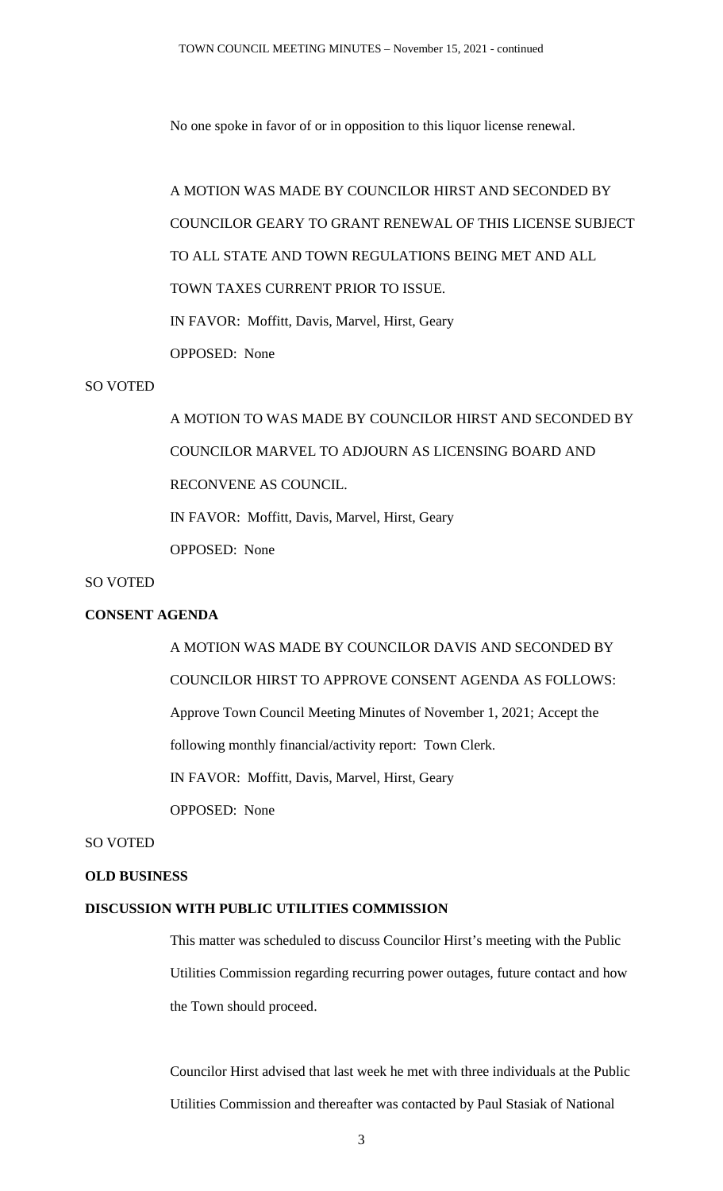No one spoke in favor of or in opposition to this liquor license renewal.

A MOTION WAS MADE BY COUNCILOR HIRST AND SECONDED BY COUNCILOR GEARY TO GRANT RENEWAL OF THIS LICENSE SUBJECT TO ALL STATE AND TOWN REGULATIONS BEING MET AND ALL TOWN TAXES CURRENT PRIOR TO ISSUE.

IN FAVOR: Moffitt, Davis, Marvel, Hirst, Geary

OPPOSED: None

SO VOTED

A MOTION TO WAS MADE BY COUNCILOR HIRST AND SECONDED BY COUNCILOR MARVEL TO ADJOURN AS LICENSING BOARD AND RECONVENE AS COUNCIL.

IN FAVOR: Moffitt, Davis, Marvel, Hirst, Geary

OPPOSED: None

SO VOTED

**CONSENT AGENDA**

A MOTION WAS MADE BY COUNCILOR DAVIS AND SECONDED BY COUNCILOR HIRST TO APPROVE CONSENT AGENDA AS FOLLOWS: Approve Town Council Meeting Minutes of November 1, 2021; Accept the following monthly financial/activity report: Town Clerk.

IN FAVOR: Moffitt, Davis, Marvel, Hirst, Geary

OPPOSED: None

SO VOTED

**OLD BUSINESS**

**DISCUSSION WITH PUBLIC UTILITIES COMMISSION**

This matter was scheduled to discuss Councilor Hirst's meeting with the Public Utilities Commission regarding recurring power outages, future contact and how the Town should proceed.

Councilor Hirst advised that last week he met with three individuals at the Public Utilities Commission and thereafter was contacted by Paul Stasiak of National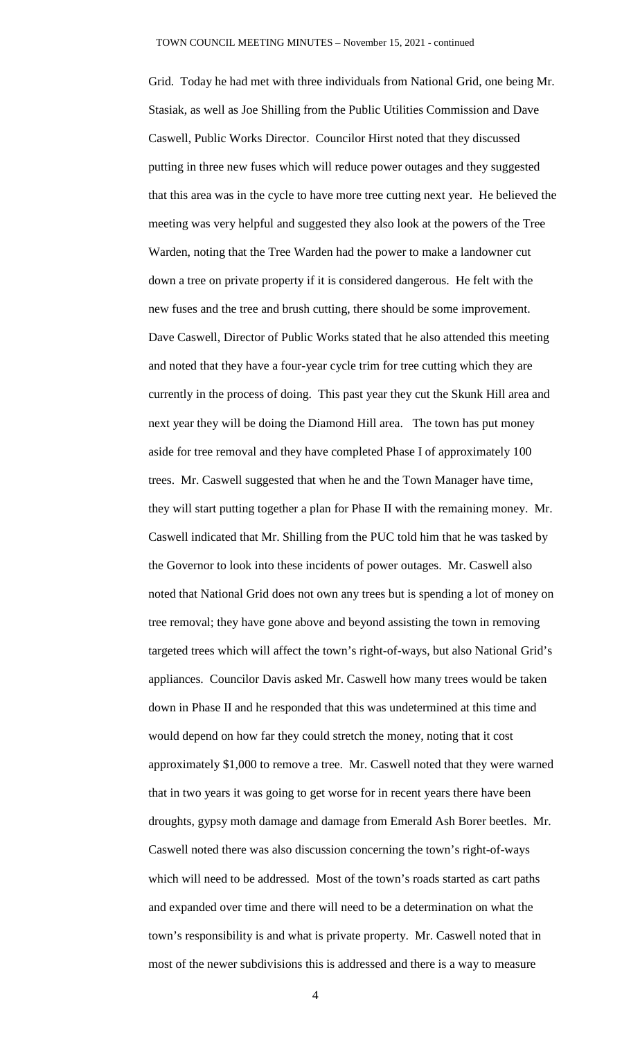Grid. Today he had met with three individuals from National Grid, one being Mr. Stasiak, as well as Joe Shilling from the Public Utilities Commission and Dave Caswell, Public Works Director. Councilor Hirst noted that they discussed putting in three new fuses which will reduce power outages and they suggested that this area was in the cycle to have more tree cutting next year. He believed the meeting was very helpful and suggested they also look at the powers of the Tree Warden, noting that the Tree Warden had the power to make a landowner cut down a tree on private property if it is considered dangerous. He felt with the new fuses and the tree and brush cutting, there should be some improvement. Dave Caswell, Director of Public Works stated that he also attended this meeting and noted that they have a four-year cycle trim for tree cutting which they are currently in the process of doing. This past year they cut the Skunk Hill area and next year they will be doing the Diamond Hill area. The town has put money aside for tree removal and they have completed Phase I of approximately 100 trees. Mr. Caswell suggested that when he and the Town Manager have time, they will start putting together a plan for Phase II with the remaining money. Mr. Caswell indicated that Mr. Shilling from the PUC told him that he was tasked by the Governor to look into these incidents of power outages. Mr. Caswell also noted that National Grid does not own any trees but is spending a lot of money on tree removal; they have gone above and beyond assisting the town in removing targeted trees which will affect the town's right-of-ways, but also National Grid's appliances. Councilor Davis asked Mr. Caswell how many trees would be taken down in Phase II and he responded that this was undetermined at this time and would depend on how far they could stretch the money, noting that it cost approximately $1,000 to remove a tree. Mr. Caswell noted that they were warned that in two years it was going to get worse for in recent years there have been droughts, gypsy moth damage and damage from Emerald Ash Borer beetles. Mr. Caswell noted there was also discussion concerning the town's right-of-ways which will need to be addressed. Most of the town's roads started as cart paths and expanded over time and there will need to be a determination on what the town's responsibility is and what is private property. Mr. Caswell noted that in most of the newer subdivisions this is addressed and there is a way to measure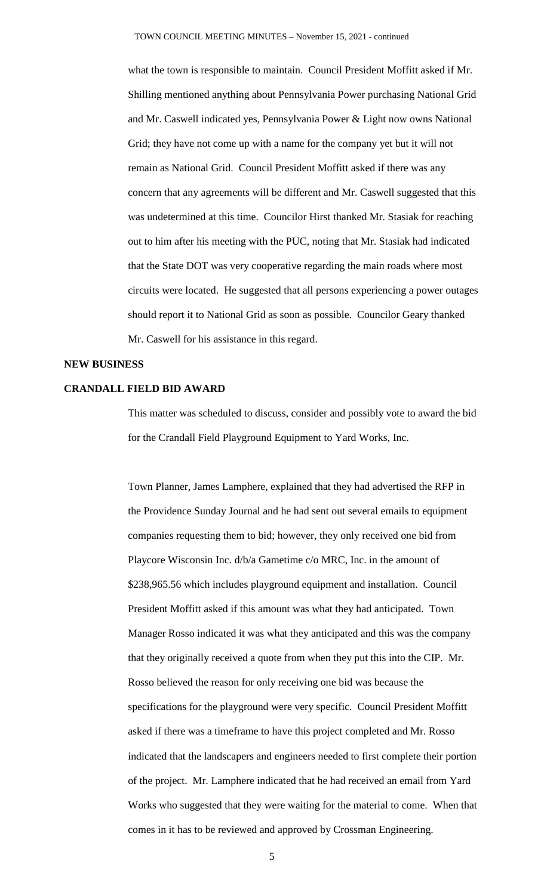what the town is responsible to maintain. Council President Moffitt asked if Mr. Shilling mentioned anything about Pennsylvania Power purchasing National Grid and Mr. Caswell indicated yes, Pennsylvania Power & Light now owns National Grid; they have not come up with a name for the company yet but it will not remain as National Grid. Council President Moffitt asked if there was any concern that any agreements will be different and Mr. Caswell suggested that this was undetermined at this time. Councilor Hirst thanked Mr. Stasiak for reaching out to him after his meeting with the PUC, noting that Mr. Stasiak had indicated that the State DOT was very cooperative regarding the main roads where most circuits were located. He suggested that all persons experiencing a power outages should report it to National Grid as soon as possible. Councilor Geary thanked Mr. Caswell for his assistance in this regard.

**NEW BUSINESS**

**CRANDALL FIELD BID AWARD**

This matter was scheduled to discuss, consider and possibly vote to award the bid for the Crandall Field Playground Equipment to Yard Works, Inc.

Town Planner, James Lamphere, explained that they had advertised the RFP in the Providence Sunday Journal and he had sent out several emails to equipment companies requesting them to bid; however, they only received one bid from Playcore Wisconsin Inc. d/b/a Gametime c/o MRC, Inc. in the amount of $238,965.56 which includes playground equipment and installation. Council President Moffitt asked if this amount was what they had anticipated. Town Manager Rosso indicated it was what they anticipated and this was the company that they originally received a quote from when they put this into the CIP. Mr. Rosso believed the reason for only receiving one bid was because the specifications for the playground were very specific. Council President Moffitt asked if there was a timeframe to have this project completed and Mr. Rosso indicated that the landscapers and engineers needed to first complete their portion of the project. Mr. Lamphere indicated that he had received an email from Yard Works who suggested that they were waiting for the material to come. When that comes in it has to be reviewed and approved by Crossman Engineering.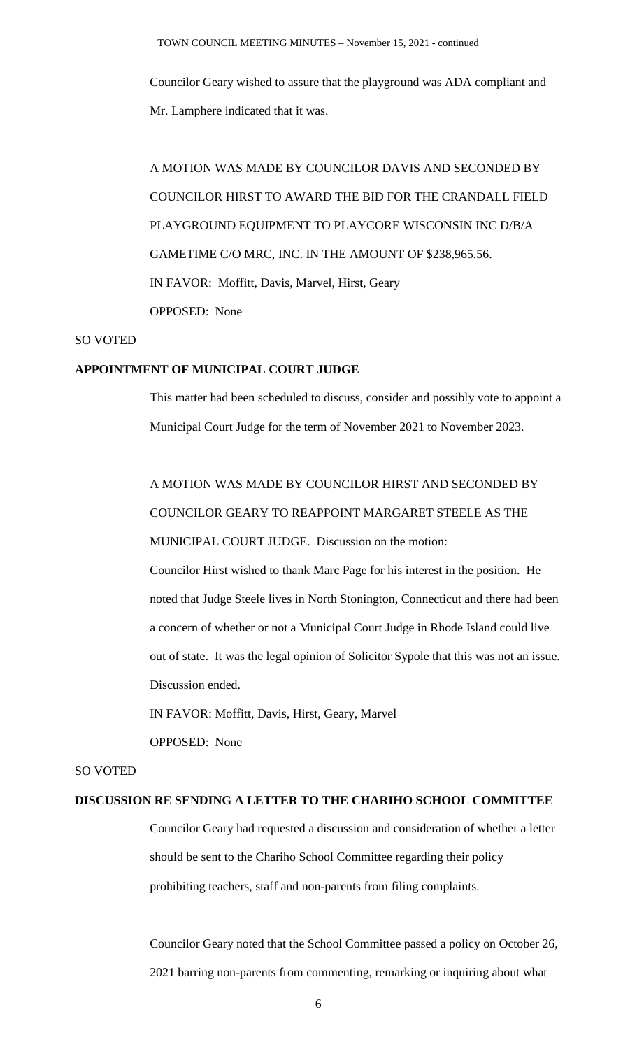Councilor Geary wished to assure that the playground was ADA compliant and Mr. Lamphere indicated that it was.

A MOTION WAS MADE BY COUNCILOR DAVIS AND SECONDED BY COUNCILOR HIRST TO AWARD THE BID FOR THE CRANDALL FIELD PLAYGROUND EQUIPMENT TO PLAYCORE WISCONSIN INC D/B/A GAMETIME C/O MRC, INC. IN THE AMOUNT OF $238,965.56.

IN FAVOR: Moffitt, Davis, Marvel, Hirst, Geary

OPPOSED: None

SO VOTED

**APPOINTMENT OF MUNICIPAL COURT JUDGE**

This matter had been scheduled to discuss, consider and possibly vote to appoint a Municipal Court Judge for the term of November 2021 to November 2023.

A MOTION WAS MADE BY COUNCILOR HIRST AND SECONDED BY COUNCILOR GEARY TO REAPPOINT MARGARET STEELE AS THE MUNICIPAL COURT JUDGE. Discussion on the motion:

Councilor Hirst wished to thank Marc Page for his interest in the position. He noted that Judge Steele lives in North Stonington, Connecticut and there had been a concern of whether or not a Municipal Court Judge in Rhode Island could live out of state. It was the legal opinion of Solicitor Sypole that this was not an issue. Discussion ended.

IN FAVOR: Moffitt, Davis, Hirst, Geary, Marvel

OPPOSED: None

SO VOTED

**DISCUSSION RE SENDING A LETTER TO THE CHARIHO SCHOOL COMMITTEE**

Councilor Geary had requested a discussion and consideration of whether a letter should be sent to the Chariho School Committee regarding their policy prohibiting teachers, staff and non-parents from filing complaints.

Councilor Geary noted that the School Committee passed a policy on October 26, 2021 barring non-parents from commenting, remarking or inquiring about what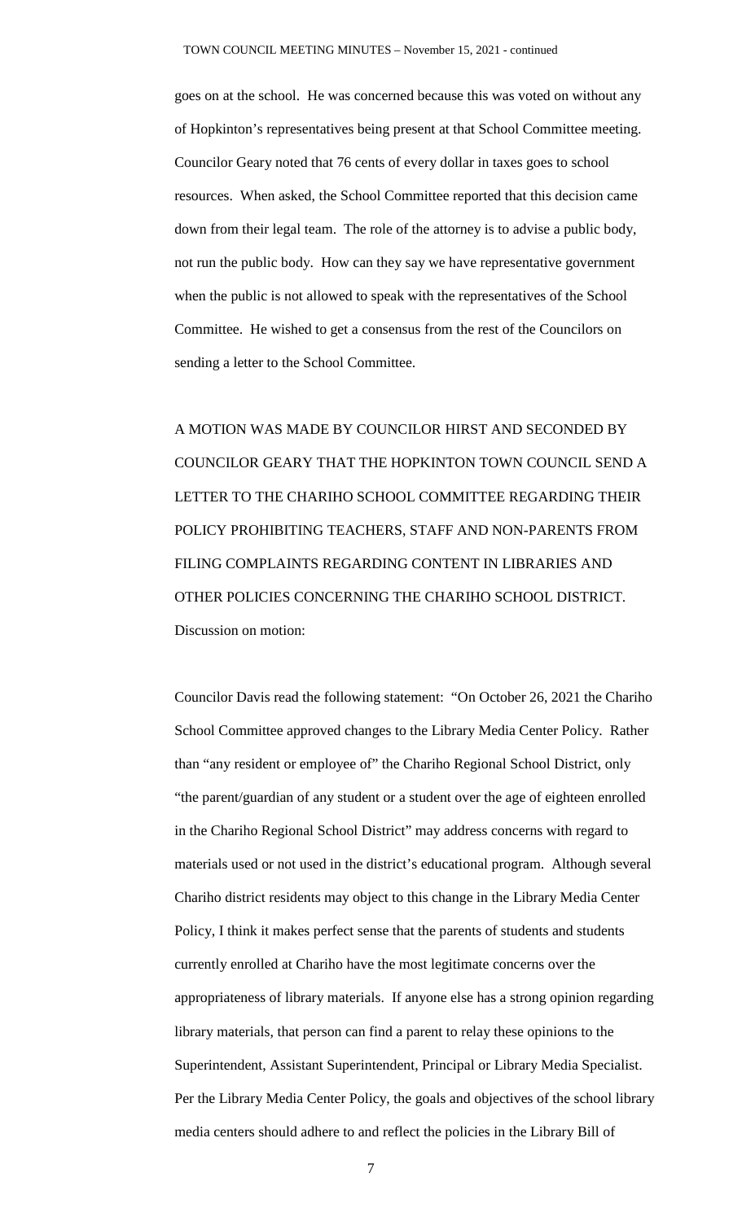goes on at the school. He was concerned because this was voted on without any of Hopkinton's representatives being present at that School Committee meeting. Councilor Geary noted that 76 cents of every dollar in taxes goes to school resources. When asked, the School Committee reported that this decision came down from their legal team. The role of the attorney is to advise a public body, not run the public body. How can they say we have representative government when the public is not allowed to speak with the representatives of the School Committee. He wished to get a consensus from the rest of the Councilors on sending a letter to the School Committee.

A MOTION WAS MADE BY COUNCILOR HIRST AND SECONDED BY COUNCILOR GEARY THAT THE HOPKINTON TOWN COUNCIL SEND A LETTER TO THE CHARIHO SCHOOL COMMITTEE REGARDING THEIR POLICY PROHIBITING TEACHERS, STAFF AND NON-PARENTS FROM FILING COMPLAINTS REGARDING CONTENT IN LIBRARIES AND OTHER POLICIES CONCERNING THE CHARIHO SCHOOL DISTRICT.
Discussion on motion:

Councilor Davis read the following statement: "On October 26, 2021 the Chariho School Committee approved changes to the Library Media Center Policy. Rather than "any resident or employee of" the Chariho Regional School District, only "the parent/guardian of any student or a student over the age of eighteen enrolled in the Chariho Regional School District" may address concerns with regard to materials used or not used in the district's educational program. Although several Chariho district residents may object to this change in the Library Media Center Policy, I think it makes perfect sense that the parents of students and students currently enrolled at Chariho have the most legitimate concerns over the appropriateness of library materials. If anyone else has a strong opinion regarding library materials, that person can find a parent to relay these opinions to the Superintendent, Assistant Superintendent, Principal or Library Media Specialist. Per the Library Media Center Policy, the goals and objectives of the school library media centers should adhere to and reflect the policies in the Library Bill of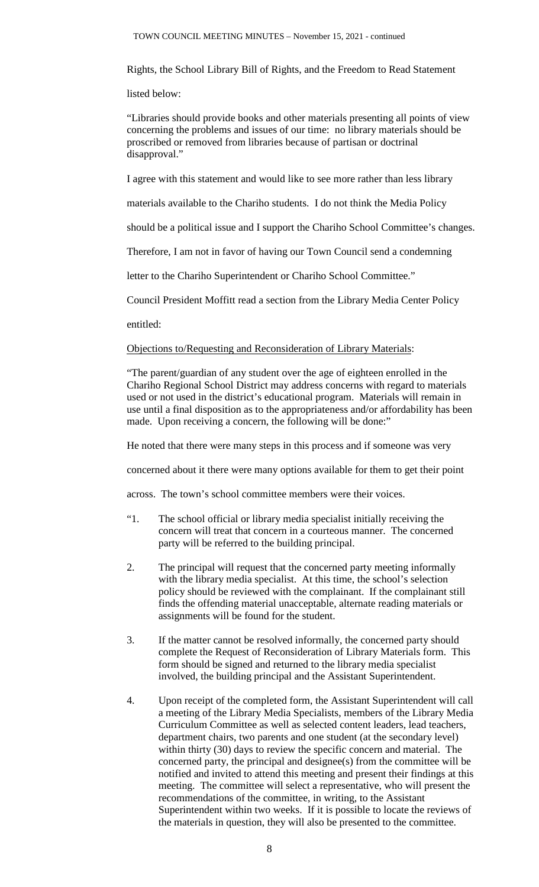Rights, the School Library Bill of Rights, and the Freedom to Read Statement

listed below:

"Libraries should provide books and other materials presenting all points of view concerning the problems and issues of our time: no library materials should be proscribed or removed from libraries because of partisan or doctrinal disapproval."

I agree with this statement and would like to see more rather than less library

materials available to the Chariho students. I do not think the Media Policy

should be a political issue and I support the Chariho School Committee's changes.

Therefore, I am not in favor of having our Town Council send a condemning

letter to the Chariho Superintendent or Chariho School Committee."

Council President Moffitt read a section from the Library Media Center Policy

entitled:

Objections to/Requesting and Reconsideration of Library Materials:

"The parent/guardian of any student over the age of eighteen enrolled in the Chariho Regional School District may address concerns with regard to materials used or not used in the district's educational program. Materials will remain in use until a final disposition as to the appropriateness and/or affordability has been made. Upon receiving a concern, the following will be done:"

He noted that there were many steps in this process and if someone was very

concerned about it there were many options available for them to get their point

across. The town's school committee members were their voices.

"1. The school official or library media specialist initially receiving the concern will treat that concern in a courteous manner. The concerned party will be referred to the building principal.

2. The principal will request that the concerned party meeting informally with the library media specialist. At this time, the school's selection policy should be reviewed with the complainant. If the complainant still finds the offending material unacceptable, alternate reading materials or assignments will be found for the student.

3. If the matter cannot be resolved informally, the concerned party should complete the Request of Reconsideration of Library Materials form. This form should be signed and returned to the library media specialist involved, the building principal and the Assistant Superintendent.

4. Upon receipt of the completed form, the Assistant Superintendent will call a meeting of the Library Media Specialists, members of the Library Media Curriculum Committee as well as selected content leaders, lead teachers, department chairs, two parents and one student (at the secondary level) within thirty (30) days to review the specific concern and material. The concerned party, the principal and designee(s) from the committee will be notified and invited to attend this meeting and present their findings at this meeting. The committee will select a representative, who will present the recommendations of the committee, in writing, to the Assistant Superintendent within two weeks. If it is possible to locate the reviews of the materials in question, they will also be presented to the committee.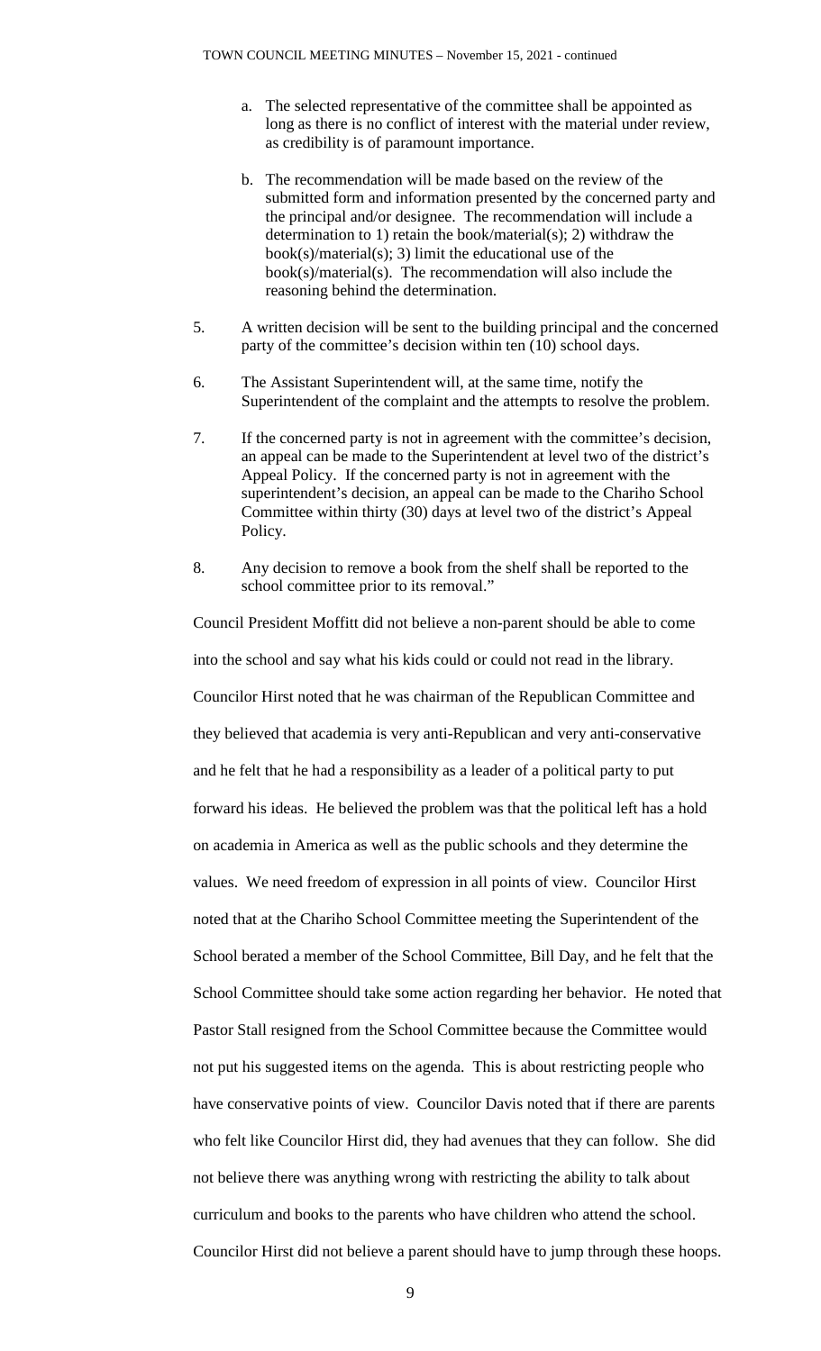a. The selected representative of the committee shall be appointed as long as there is no conflict of interest with the material under review, as credibility is of paramount importance.

   b. The recommendation will be made based on the review of the submitted form and information presented by the concerned party and the principal and/or designee. The recommendation will include a determination to 1) retain the book/material(s); 2) withdraw the book(s)/material(s); 3) limit the educational use of the book(s)/material(s). The recommendation will also include the reasoning behind the determination.

5. A written decision will be sent to the building principal and the concerned party of the committee's decision within ten (10) school days.

6. The Assistant Superintendent will, at the same time, notify the Superintendent of the complaint and the attempts to resolve the problem.

7. If the concerned party is not in agreement with the committee's decision, an appeal can be made to the Superintendent at level two of the district's Appeal Policy. If the concerned party is not in agreement with the superintendent's decision, an appeal can be made to the Chariho School Committee within thirty (30) days at level two of the district's Appeal Policy.

8. Any decision to remove a book from the shelf shall be reported to the school committee prior to its removal."

Council President Moffitt did not believe a non-parent should be able to come into the school and say what his kids could or could not read in the library. Councilor Hirst noted that he was chairman of the Republican Committee and they believed that academia is very anti-Republican and very anti-conservative and he felt that he had a responsibility as a leader of a political party to put forward his ideas. He believed the problem was that the political left has a hold on academia in America as well as the public schools and they determine the values. We need freedom of expression in all points of view. Councilor Hirst noted that at the Chariho School Committee meeting the Superintendent of the School berated a member of the School Committee, Bill Day, and he felt that the School Committee should take some action regarding her behavior. He noted that Pastor Stall resigned from the School Committee because the Committee would not put his suggested items on the agenda. This is about restricting people who have conservative points of view. Councilor Davis noted that if there are parents who felt like Councilor Hirst did, they had avenues that they can follow. She did not believe there was anything wrong with restricting the ability to talk about curriculum and books to the parents who have children who attend the school. Councilor Hirst did not believe a parent should have to jump through these hoops.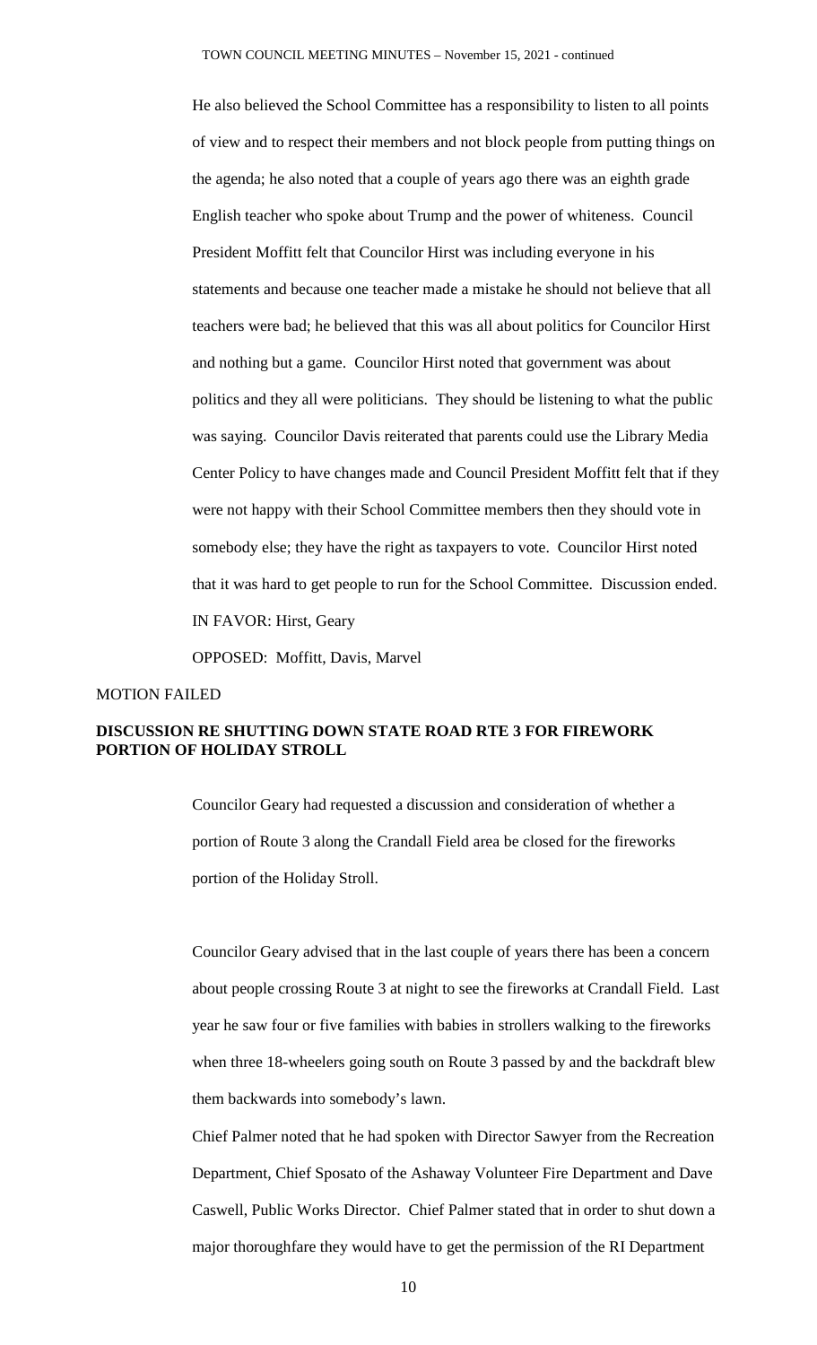He also believed the School Committee has a responsibility to listen to all points of view and to respect their members and not block people from putting things on the agenda; he also noted that a couple of years ago there was an eighth grade English teacher who spoke about Trump and the power of whiteness. Council President Moffitt felt that Councilor Hirst was including everyone in his statements and because one teacher made a mistake he should not believe that all teachers were bad; he believed that this was all about politics for Councilor Hirst and nothing but a game. Councilor Hirst noted that government was about politics and they all were politicians. They should be listening to what the public was saying. Councilor Davis reiterated that parents could use the Library Media Center Policy to have changes made and Council President Moffitt felt that if they were not happy with their School Committee members then they should vote in somebody else; they have the right as taxpayers to vote. Councilor Hirst noted that it was hard to get people to run for the School Committee. Discussion ended.

IN FAVOR: Hirst, Geary

OPPOSED: Moffitt, Davis, Marvel

MOTION FAILED

**DISCUSSION RE SHUTTING DOWN STATE ROAD RTE 3 FOR FIREWORK PORTION OF HOLIDAY STROLL**

Councilor Geary had requested a discussion and consideration of whether a portion of Route 3 along the Crandall Field area be closed for the fireworks portion of the Holiday Stroll.

Councilor Geary advised that in the last couple of years there has been a concern about people crossing Route 3 at night to see the fireworks at Crandall Field. Last year he saw four or five families with babies in strollers walking to the fireworks when three 18-wheelers going south on Route 3 passed by and the backdraft blew them backwards into somebody's lawn.

Chief Palmer noted that he had spoken with Director Sawyer from the Recreation Department, Chief Sposato of the Ashaway Volunteer Fire Department and Dave Caswell, Public Works Director. Chief Palmer stated that in order to shut down a major thoroughfare they would have to get the permission of the RI Department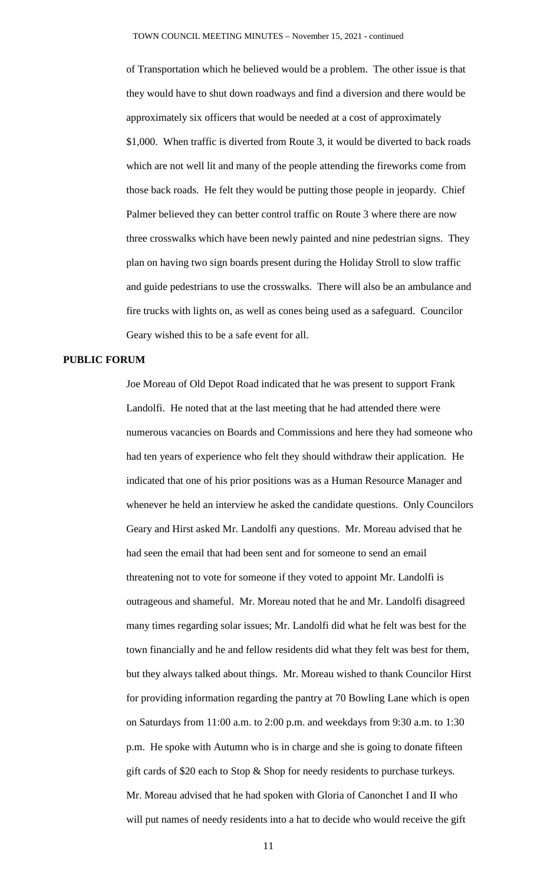of Transportation which he believed would be a problem. The other issue is that they would have to shut down roadways and find a diversion and there would be approximately six officers that would be needed at a cost of approximately $1,000. When traffic is diverted from Route 3, it would be diverted to back roads which are not well lit and many of the people attending the fireworks come from those back roads. He felt they would be putting those people in jeopardy. Chief Palmer believed they can better control traffic on Route 3 where there are now three crosswalks which have been newly painted and nine pedestrian signs. They plan on having two sign boards present during the Holiday Stroll to slow traffic and guide pedestrians to use the crosswalks. There will also be an ambulance and fire trucks with lights on, as well as cones being used as a safeguard. Councilor Geary wished this to be a safe event for all.

**PUBLIC FORUM**

Joe Moreau of Old Depot Road indicated that he was present to support Frank Landolfi. He noted that at the last meeting that he had attended there were numerous vacancies on Boards and Commissions and here they had someone who had ten years of experience who felt they should withdraw their application. He indicated that one of his prior positions was as a Human Resource Manager and whenever he held an interview he asked the candidate questions. Only Councilors Geary and Hirst asked Mr. Landolfi any questions. Mr. Moreau advised that he had seen the email that had been sent and for someone to send an email threatening not to vote for someone if they voted to appoint Mr. Landolfi is outrageous and shameful. Mr. Moreau noted that he and Mr. Landolfi disagreed many times regarding solar issues; Mr. Landolfi did what he felt was best for the town financially and he and fellow residents did what they felt was best for them, but they always talked about things. Mr. Moreau wished to thank Councilor Hirst for providing information regarding the pantry at 70 Bowling Lane which is open on Saturdays from 11:00 a.m. to 2:00 p.m. and weekdays from 9:30 a.m. to 1:30 p.m. He spoke with Autumn who is in charge and she is going to donate fifteen gift cards of $20 each to Stop & Shop for needy residents to purchase turkeys. Mr. Moreau advised that he had spoken with Gloria of Canonchet I and II who will put names of needy residents into a hat to decide who would receive the gift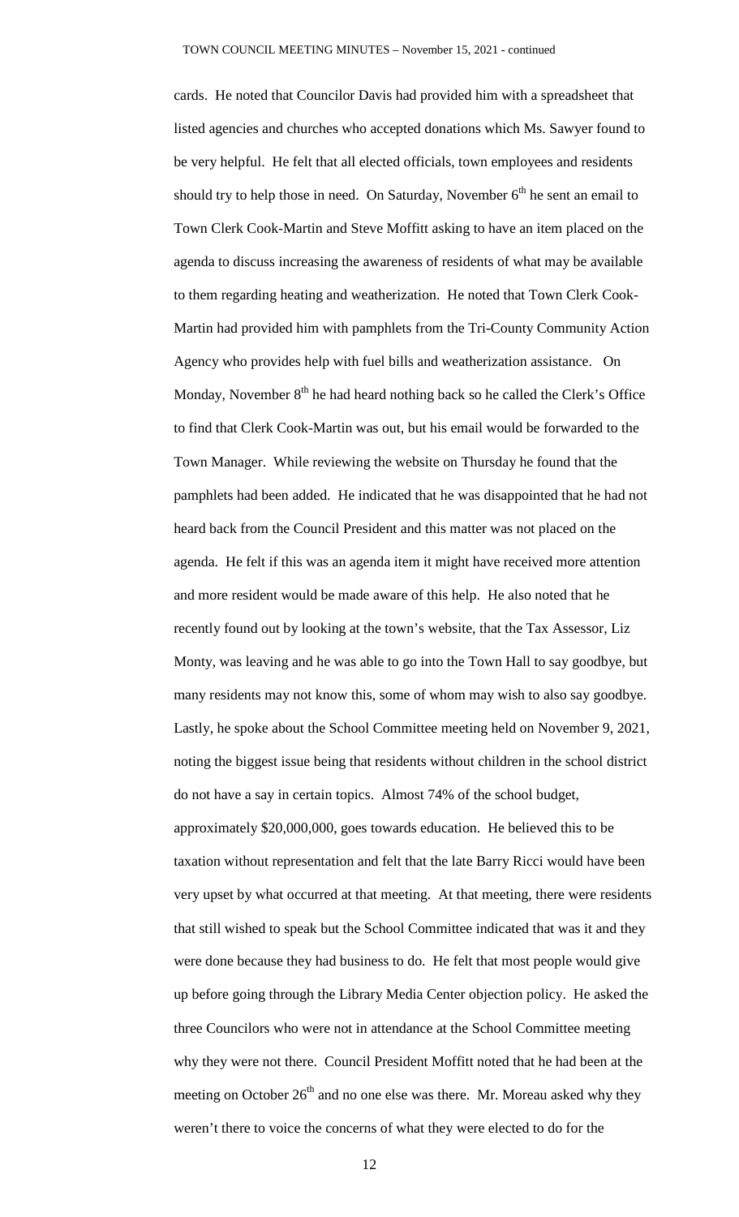cards. He noted that Councilor Davis had provided him with a spreadsheet that listed agencies and churches who accepted donations which Ms. Sawyer found to be very helpful. He felt that all elected officials, town employees and residents should try to help those in need. On Saturday, November 6th he sent an email to Town Clerk Cook-Martin and Steve Moffitt asking to have an item placed on the agenda to discuss increasing the awareness of residents of what may be available to them regarding heating and weatherization. He noted that Town Clerk Cook-Martin had provided him with pamphlets from the Tri-County Community Action Agency who provides help with fuel bills and weatherization assistance. On Monday, November 8th he had heard nothing back so he called the Clerk's Office to find that Clerk Cook-Martin was out, but his email would be forwarded to the Town Manager. While reviewing the website on Thursday he found that the pamphlets had been added. He indicated that he was disappointed that he had not heard back from the Council President and this matter was not placed on the agenda. He felt if this was an agenda item it might have received more attention and more resident would be made aware of this help. He also noted that he recently found out by looking at the town's website, that the Tax Assessor, Liz Monty, was leaving and he was able to go into the Town Hall to say goodbye, but many residents may not know this, some of whom may wish to also say goodbye. Lastly, he spoke about the School Committee meeting held on November 9, 2021, noting the biggest issue being that residents without children in the school district do not have a say in certain topics. Almost 74% of the school budget, approximately $20,000,000, goes towards education. He believed this to be taxation without representation and felt that the late Barry Ricci would have been very upset by what occurred at that meeting. At that meeting, there were residents that still wished to speak but the School Committee indicated that was it and they were done because they had business to do. He felt that most people would give up before going through the Library Media Center objection policy. He asked the three Councilors who were not in attendance at the School Committee meeting why they were not there. Council President Moffitt noted that he had been at the meeting on October 26th and no one else was there. Mr. Moreau asked why they weren't there to voice the concerns of what they were elected to do for the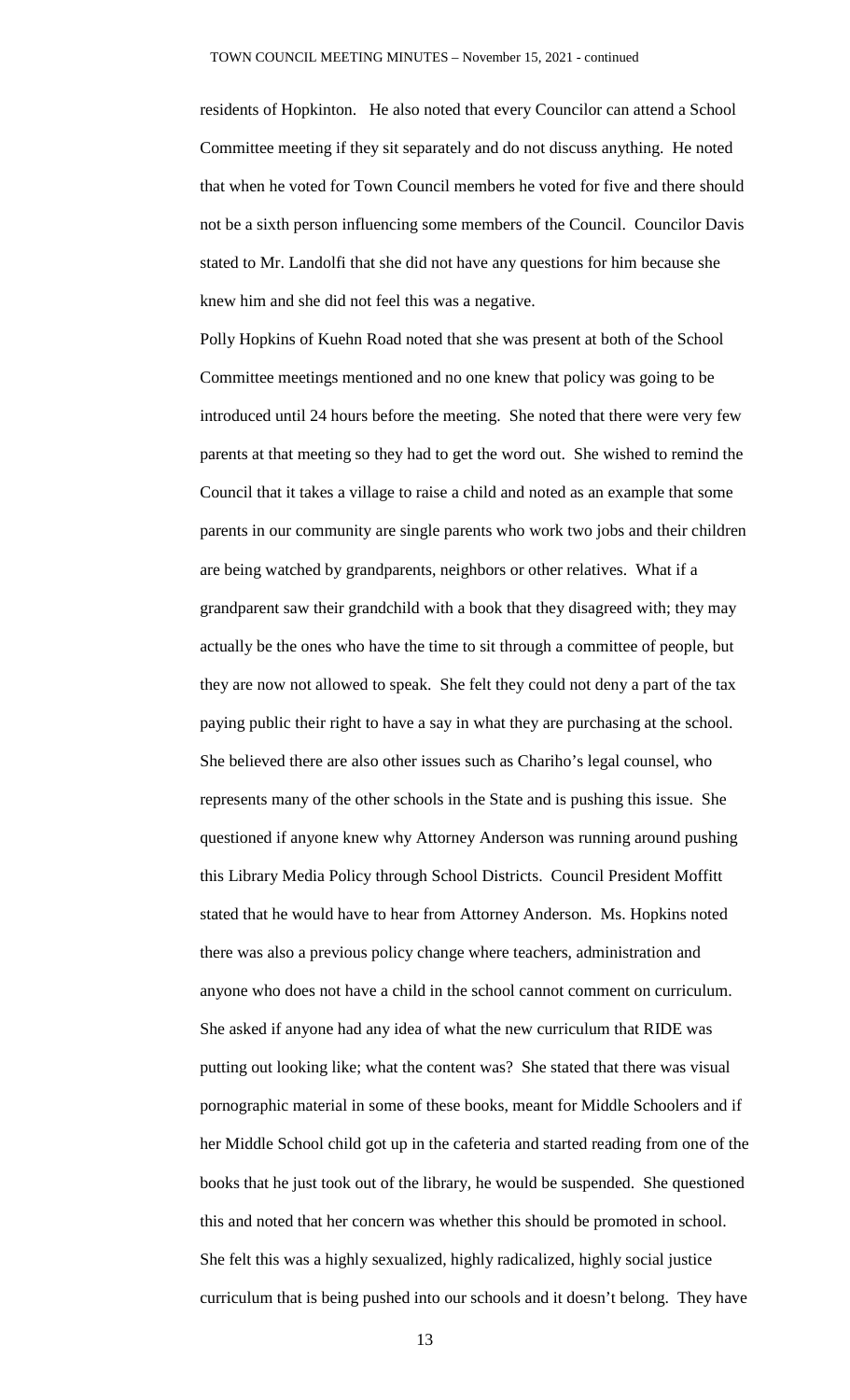residents of Hopkinton. He also noted that every Councilor can attend a School Committee meeting if they sit separately and do not discuss anything. He noted that when he voted for Town Council members he voted for five and there should not be a sixth person influencing some members of the Council. Councilor Davis stated to Mr. Landolfi that she did not have any questions for him because she knew him and she did not feel this was a negative.

Polly Hopkins of Kuehn Road noted that she was present at both of the School Committee meetings mentioned and no one knew that policy was going to be introduced until 24 hours before the meeting. She noted that there were very few parents at that meeting so they had to get the word out. She wished to remind the Council that it takes a village to raise a child and noted as an example that some parents in our community are single parents who work two jobs and their children are being watched by grandparents, neighbors or other relatives. What if a grandparent saw their grandchild with a book that they disagreed with; they may actually be the ones who have the time to sit through a committee of people, but they are now not allowed to speak. She felt they could not deny a part of the tax paying public their right to have a say in what they are purchasing at the school. She believed there are also other issues such as Chariho's legal counsel, who represents many of the other schools in the State and is pushing this issue. She questioned if anyone knew why Attorney Anderson was running around pushing this Library Media Policy through School Districts. Council President Moffitt stated that he would have to hear from Attorney Anderson. Ms. Hopkins noted there was also a previous policy change where teachers, administration and anyone who does not have a child in the school cannot comment on curriculum. She asked if anyone had any idea of what the new curriculum that RIDE was putting out looking like; what the content was? She stated that there was visual pornographic material in some of these books, meant for Middle Schoolers and if her Middle School child got up in the cafeteria and started reading from one of the books that he just took out of the library, he would be suspended. She questioned this and noted that her concern was whether this should be promoted in school. She felt this was a highly sexualized, highly radicalized, highly social justice curriculum that is being pushed into our schools and it doesn't belong. They have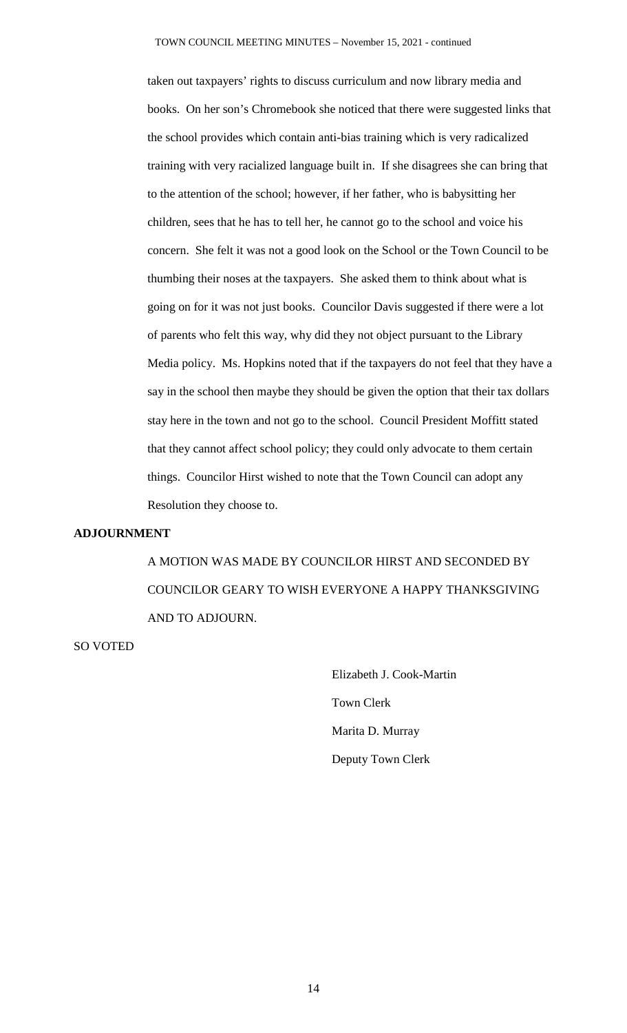taken out taxpayers' rights to discuss curriculum and now library media and books. On her son's Chromebook she noticed that there were suggested links that the school provides which contain anti-bias training which is very radicalized training with very racialized language built in. If she disagrees she can bring that to the attention of the school; however, if her father, who is babysitting her children, sees that he has to tell her, he cannot go to the school and voice his concern. She felt it was not a good look on the School or the Town Council to be thumbing their noses at the taxpayers. She asked them to think about what is going on for it was not just books. Councilor Davis suggested if there were a lot of parents who felt this way, why did they not object pursuant to the Library Media policy. Ms. Hopkins noted that if the taxpayers do not feel that they have a say in the school then maybe they should be given the option that their tax dollars stay here in the town and not go to the school. Council President Moffitt stated that they cannot affect school policy; they could only advocate to them certain things. Councilor Hirst wished to note that the Town Council can adopt any Resolution they choose to.

**ADJOURNMENT**

A MOTION WAS MADE BY COUNCILOR HIRST AND SECONDED BY COUNCILOR GEARY TO WISH EVERYONE A HAPPY THANKSGIVING AND TO ADJOURN.

SO VOTED

Elizabeth J. Cook-Martin
Town Clerk
Marita D. Murray
Deputy Town Clerk